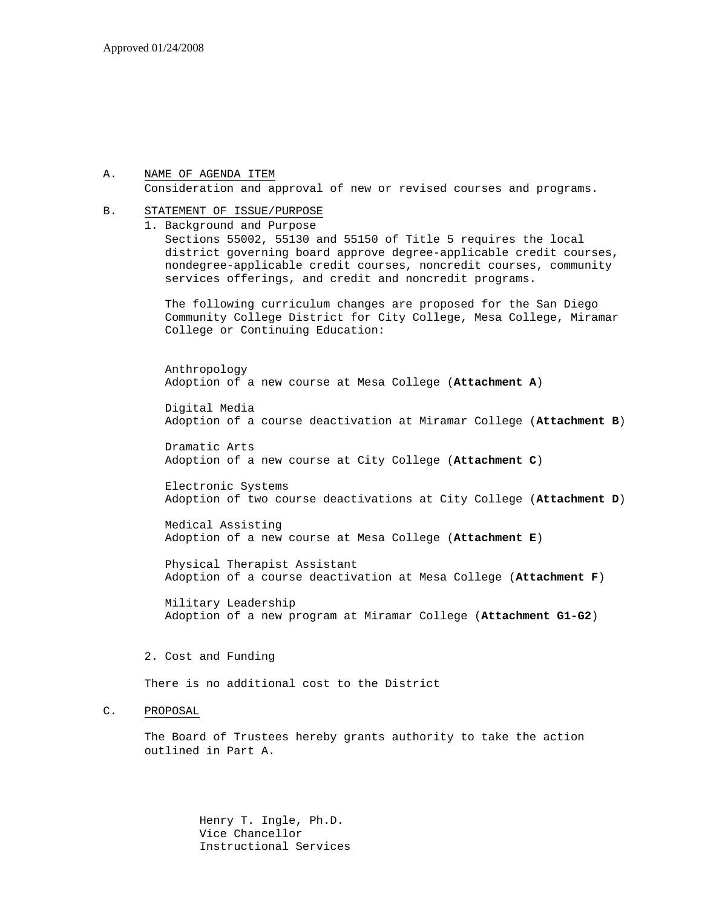Approved 01/24/2008

A. NAME OF AGENDA ITEM

Consideration and approval of new or revised courses and programs.

B. STATEMENT OF ISSUE/PURPOSE

1. Background and Purpose

Sections 55002, 55130 and 55150 of Title 5 requires the local district governing board approve degree-applicable credit courses, nondegree-applicable credit courses, noncredit courses, community services offerings, and credit and noncredit programs.

The following curriculum changes are proposed for the San Diego Community College District for City College, Mesa College, Miramar College or Continuing Education:

Anthropology
Adoption of a new course at Mesa College (**Attachment A**)

Digital Media
Adoption of a course deactivation at Miramar College (**Attachment B**)

Dramatic Arts
Adoption of a new course at City College (**Attachment C**)

Electronic Systems
Adoption of two course deactivations at City College (**Attachment D**)

Medical Assisting
Adoption of a new course at Mesa College (**Attachment E**)

Physical Therapist Assistant
Adoption of a course deactivation at Mesa College (**Attachment F**)

Military Leadership
Adoption of a new program at Miramar College (**Attachment G1-G2**)

2. Cost and Funding

There is no additional cost to the District

C. PROPOSAL

The Board of Trustees hereby grants authority to take the action outlined in Part A.

Henry T. Ingle, Ph.D.
Vice Chancellor
Instructional Services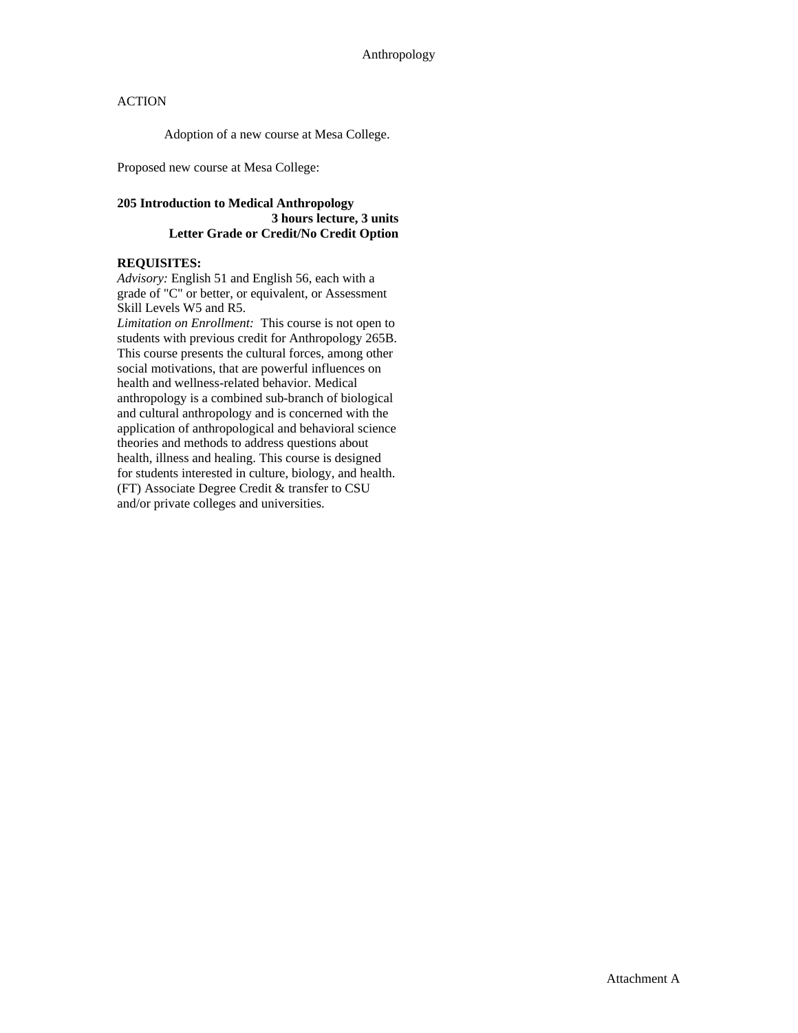Anthropology

ACTION

Adoption of a new course at Mesa College.

Proposed new course at Mesa College:

**205 Introduction to Medical Anthropology**
**3 hours lecture, 3 units**
**Letter Grade or Credit/No Credit Option**

**REQUISITES:**
*Advisory:* English 51 and English 56, each with a grade of "C" or better, or equivalent, or Assessment Skill Levels W5 and R5.
*Limitation on Enrollment:* This course is not open to students with previous credit for Anthropology 265B.
This course presents the cultural forces, among other social motivations, that are powerful influences on health and wellness-related behavior. Medical anthropology is a combined sub-branch of biological and cultural anthropology and is concerned with the application of anthropological and behavioral science theories and methods to address questions about health, illness and healing. This course is designed for students interested in culture, biology, and health. (FT) Associate Degree Credit & transfer to CSU and/or private colleges and universities.

Attachment A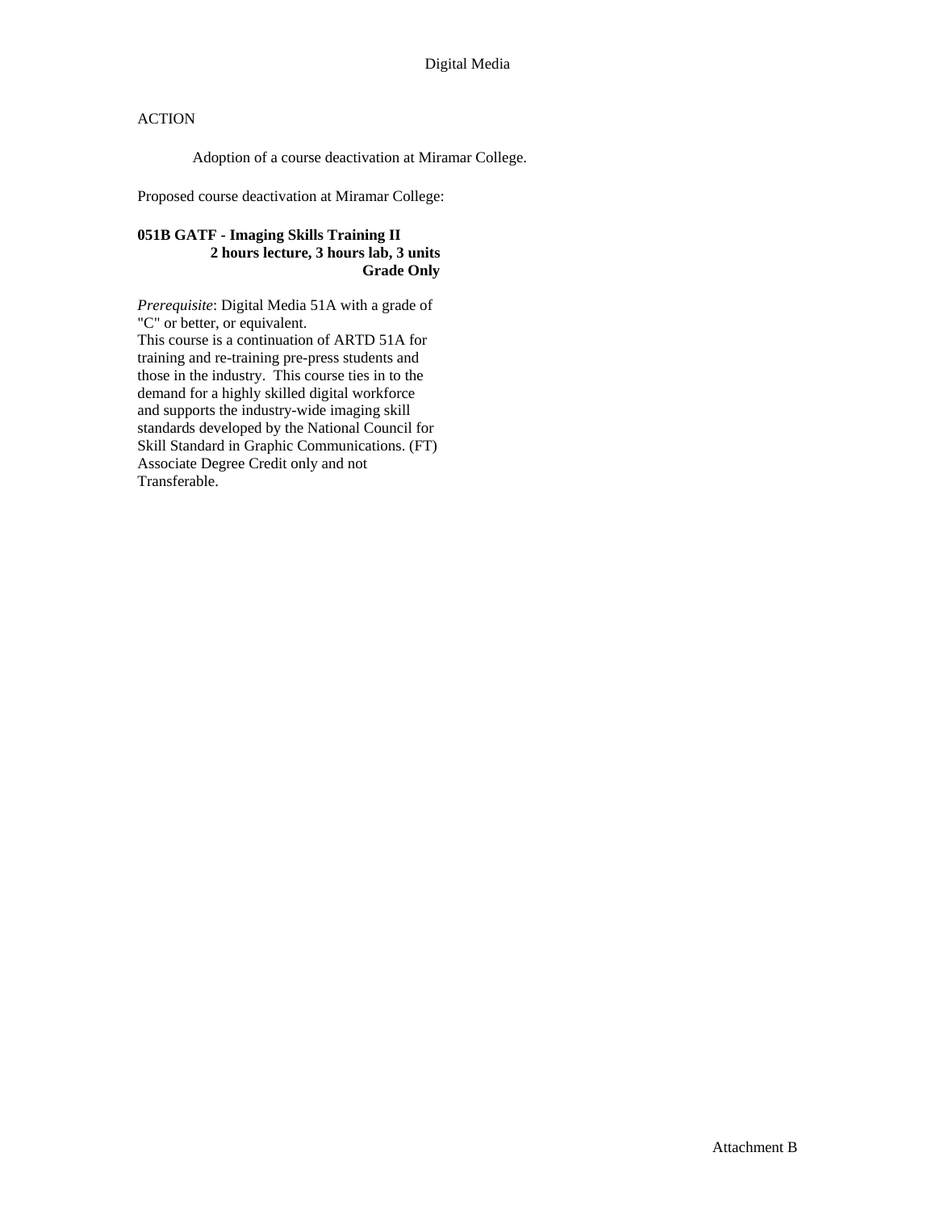Digital Media

ACTION

Adoption of a course deactivation at Miramar College.

Proposed course deactivation at Miramar College:

**051B GATF - Imaging Skills Training II**
**2 hours lecture, 3 hours lab, 3 units**
**Grade Only**

*Prerequisite*: Digital Media 51A with a grade of "C" or better, or equivalent.
This course is a continuation of ARTD 51A for training and re-training pre-press students and those in the industry. This course ties in to the demand for a highly skilled digital workforce and supports the industry-wide imaging skill standards developed by the National Council for Skill Standard in Graphic Communications. (FT) Associate Degree Credit only and not Transferable.

Attachment B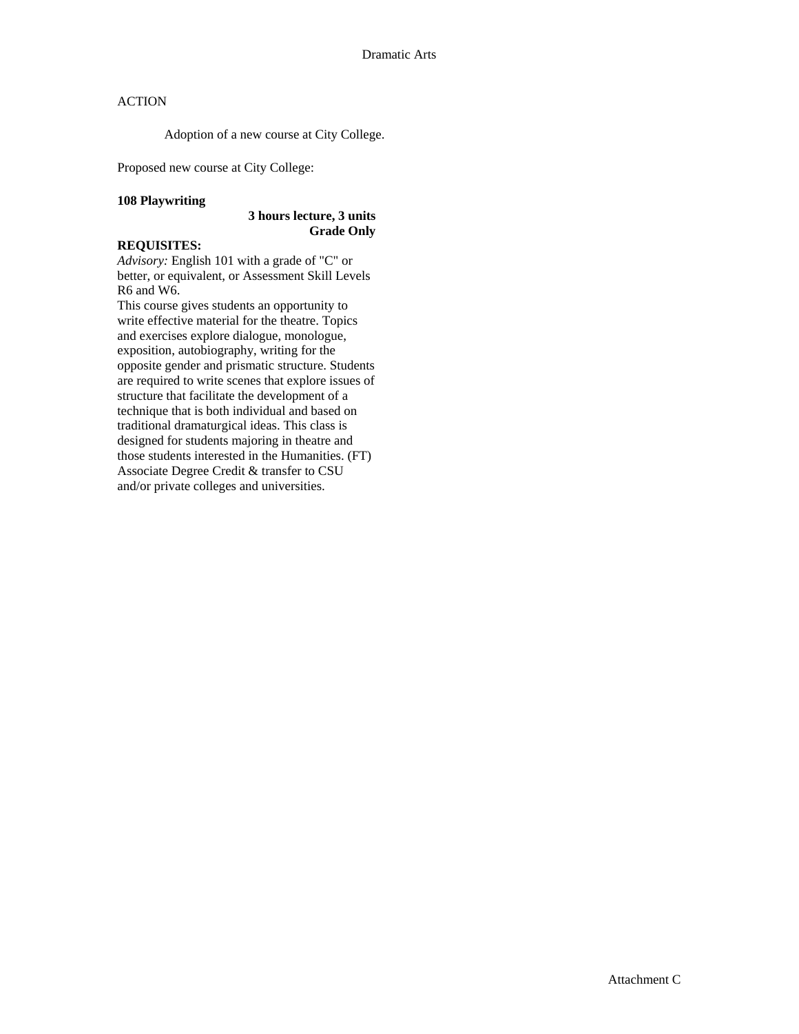Dramatic Arts

ACTION

Adoption of a new course at City College.

Proposed new course at City College:

**108 Playwriting**

**3 hours lecture, 3 units**
**Grade Only**

**REQUISITES:**
*Advisory:* English 101 with a grade of "C" or better, or equivalent, or Assessment Skill Levels R6 and W6.

This course gives students an opportunity to write effective material for the theatre. Topics and exercises explore dialogue, monologue, exposition, autobiography, writing for the opposite gender and prismatic structure. Students are required to write scenes that explore issues of structure that facilitate the development of a technique that is both individual and based on traditional dramaturgical ideas. This class is designed for students majoring in theatre and those students interested in the Humanities. (FT) Associate Degree Credit & transfer to CSU and/or private colleges and universities.

Attachment C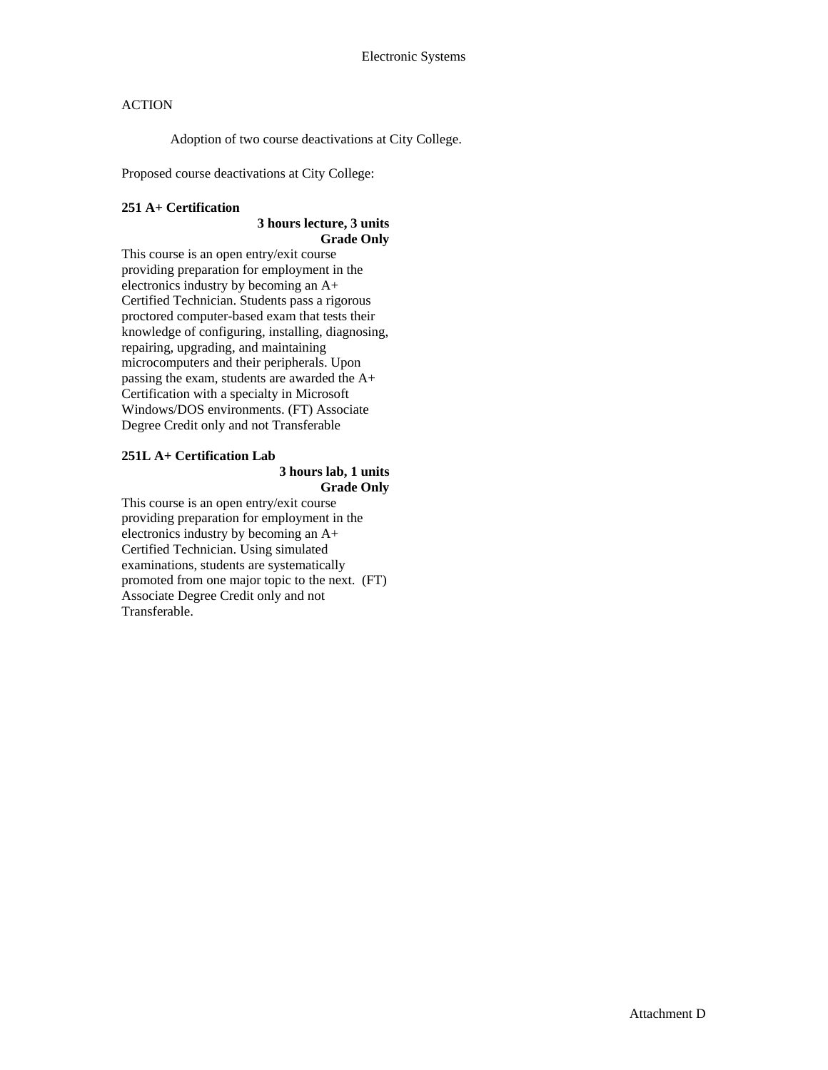## Electronic Systems

ACTION

Adoption of two course deactivations at City College.

Proposed course deactivations at City College:

**251 A+ Certification**

**3 hours lecture, 3 units**
**Grade Only**

This course is an open entry/exit course providing preparation for employment in the electronics industry by becoming an A+ Certified Technician. Students pass a rigorous proctored computer-based exam that tests their knowledge of configuring, installing, diagnosing, repairing, upgrading, and maintaining microcomputers and their peripherals. Upon passing the exam, students are awarded the A+ Certification with a specialty in Microsoft Windows/DOS environments. (FT) Associate Degree Credit only and not Transferable

**251L A+ Certification Lab**

**3 hours lab, 1 units**
**Grade Only**

This course is an open entry/exit course providing preparation for employment in the electronics industry by becoming an A+ Certified Technician. Using simulated examinations, students are systematically promoted from one major topic to the next. (FT) Associate Degree Credit only and not Transferable.

Attachment D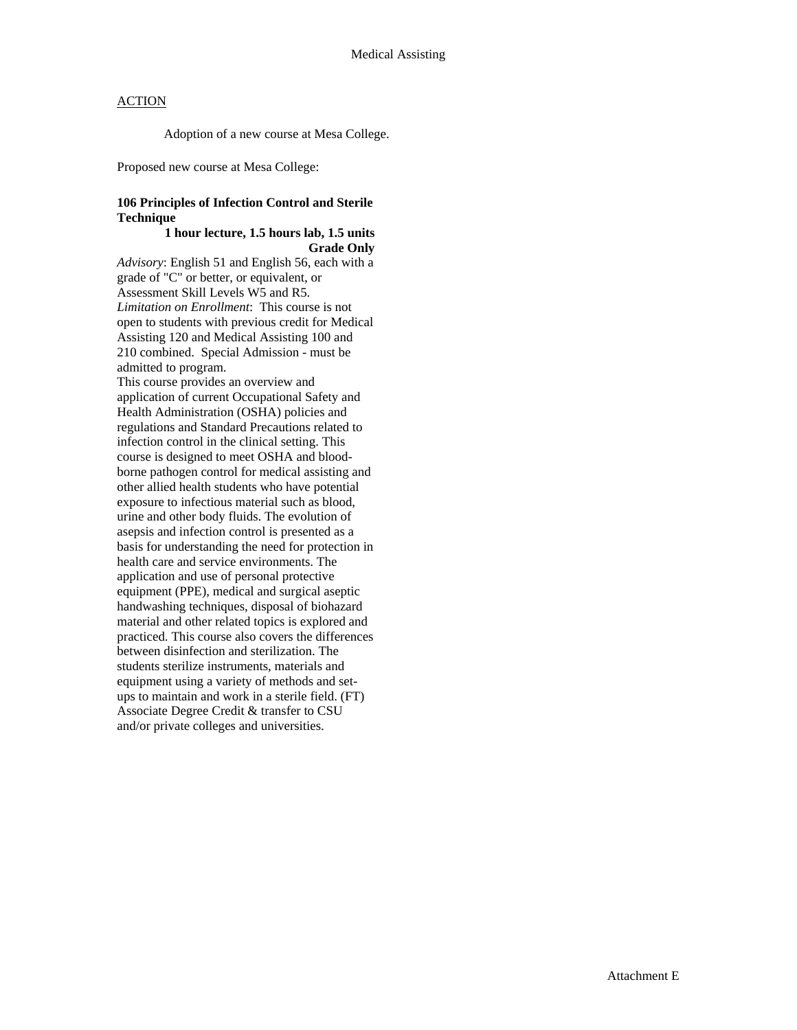Medical Assisting

ACTION

Adoption of a new course at Mesa College.

Proposed new course at Mesa College:

**106 Principles of Infection Control and Sterile Technique**

**1 hour lecture, 1.5 hours lab, 1.5 units**

**Grade Only**

*Advisory*: English 51 and English 56, each with a grade of "C" or better, or equivalent, or Assessment Skill Levels W5 and R5.

*Limitation on Enrollment*: This course is not open to students with previous credit for Medical Assisting 120 and Medical Assisting 100 and 210 combined. Special Admission - must be admitted to program.

This course provides an overview and application of current Occupational Safety and Health Administration (OSHA) policies and regulations and Standard Precautions related to infection control in the clinical setting. This course is designed to meet OSHA and blood-borne pathogen control for medical assisting and other allied health students who have potential exposure to infectious material such as blood, urine and other body fluids. The evolution of asepsis and infection control is presented as a basis for understanding the need for protection in health care and service environments. The application and use of personal protective equipment (PPE), medical and surgical aseptic handwashing techniques, disposal of biohazard material and other related topics is explored and practiced. This course also covers the differences between disinfection and sterilization. The students sterilize instruments, materials and equipment using a variety of methods and set-ups to maintain and work in a sterile field. (FT) Associate Degree Credit & transfer to CSU and/or private colleges and universities.

Attachment E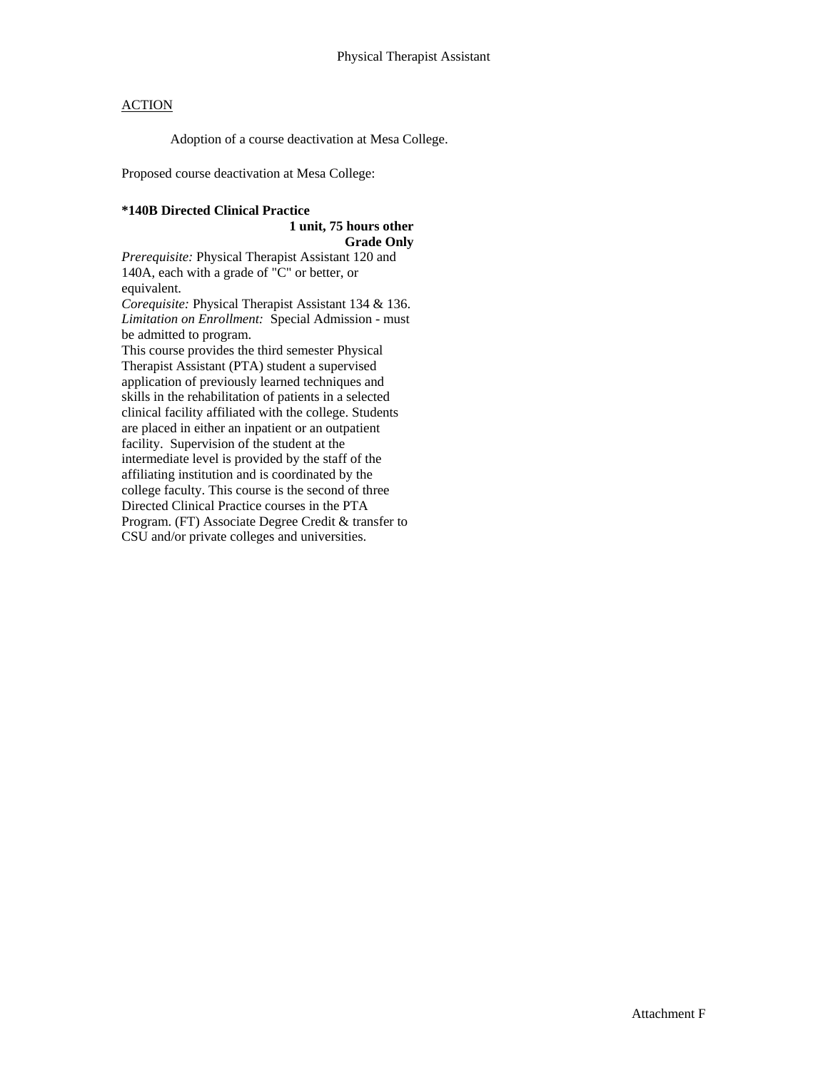# Physical Therapist Assistant

ACTION

Adoption of a course deactivation at Mesa College.

Proposed course deactivation at Mesa College:

**\*140B Directed Clinical Practice**

**1 unit, 75 hours other**
**Grade Only**

*Prerequisite:* Physical Therapist Assistant 120 and 140A, each with a grade of "C" or better, or equivalent.
*Corequisite:* Physical Therapist Assistant 134 & 136.
*Limitation on Enrollment:* Special Admission - must be admitted to program.
This course provides the third semester Physical Therapist Assistant (PTA) student a supervised application of previously learned techniques and skills in the rehabilitation of patients in a selected clinical facility affiliated with the college. Students are placed in either an inpatient or an outpatient facility. Supervision of the student at the intermediate level is provided by the staff of the affiliating institution and is coordinated by the college faculty. This course is the second of three Directed Clinical Practice courses in the PTA Program. (FT) Associate Degree Credit & transfer to CSU and/or private colleges and universities.

Attachment F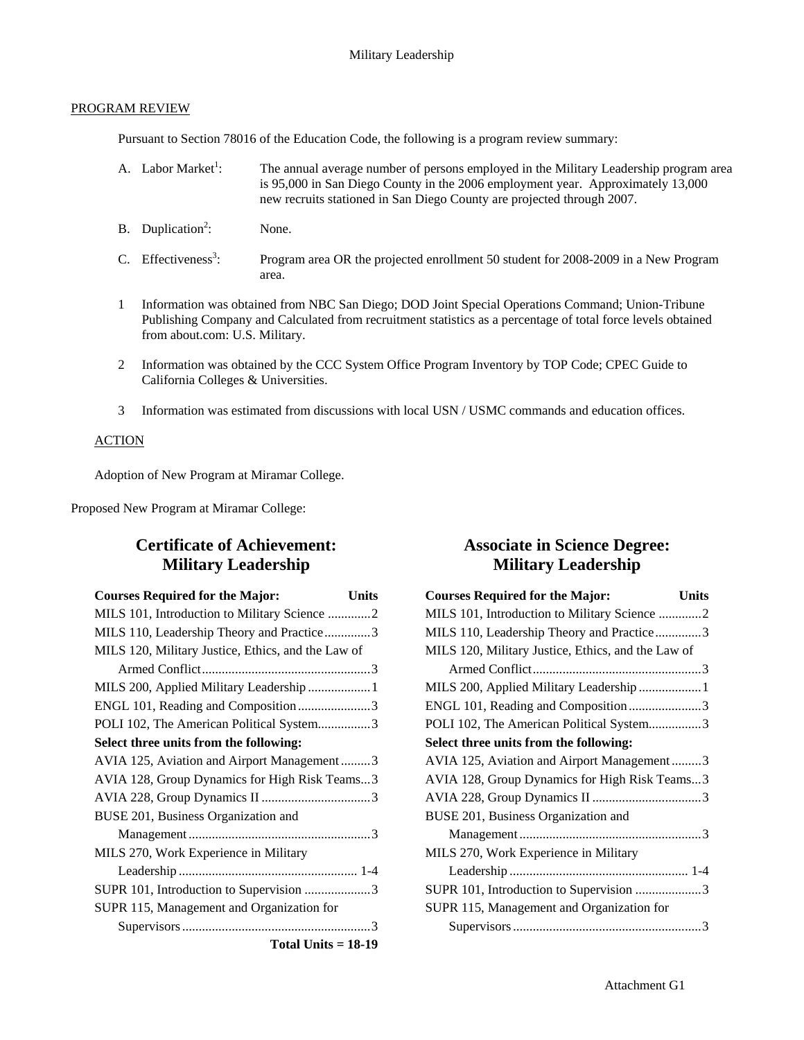PROGRAM REVIEW

Pursuant to Section 78016 of the Education Code, the following is a program review summary:

A. Labor Market[1]: The annual average number of persons employed in the Military Leadership program area is 95,000 in San Diego County in the 2006 employment year. Approximately 13,000 new recruits stationed in San Diego County are projected through 2007.

B. Duplication[2]: None.

C. Effectiveness[3]: Program area OR the projected enrollment 50 student for 2008-2009 in a New Program area.

1 Information was obtained from NBC San Diego; DOD Joint Special Operations Command; Union-Tribune Publishing Company and Calculated from recruitment statistics as a percentage of total force levels obtained from about.com: U.S. Military.

2 Information was obtained by the CCC System Office Program Inventory by TOP Code; CPEC Guide to California Colleges & Universities.

3 Information was estimated from discussions with local USN / USMC commands and education offices.

ACTION

Adoption of New Program at Miramar College.

Proposed New Program at Miramar College:

## Certificate of Achievement: Military Leadership

| Courses Required for the Major: | Units |
|---|---|
| MILS 101, Introduction to Military Science | 2 |
| MILS 110, Leadership Theory and Practice | 3 |
| MILS 120, Military Justice, Ethics, and the Law of Armed Conflict | 3 |
| MILS 200, Applied Military Leadership | 1 |
| ENGL 101, Reading and Composition | 3 |
| POLI 102, The American Political System | 3 |
| **Select three units from the following:** | |
| AVIA 125, Aviation and Airport Management | 3 |
| AVIA 128, Group Dynamics for High Risk Teams | 3 |
| AVIA 228, Group Dynamics II | 3 |
| BUSE 201, Business Organization and Management | 3 |
| MILS 270, Work Experience in Military Leadership | 1-4 |
| SUPR 101, Introduction to Supervision | 3 |
| SUPR 115, Management and Organization for Supervisors | 3 |
| **Total Units = 18-19** | |

## Associate in Science Degree: Military Leadership

| Courses Required for the Major: | Units |
|---|---|
| MILS 101, Introduction to Military Science | 2 |
| MILS 110, Leadership Theory and Practice | 3 |
| MILS 120, Military Justice, Ethics, and the Law of Armed Conflict | 3 |
| MILS 200, Applied Military Leadership | 1 |
| ENGL 101, Reading and Composition | 3 |
| POLI 102, The American Political System | 3 |
| **Select three units from the following:** | |
| AVIA 125, Aviation and Airport Management | 3 |
| AVIA 128, Group Dynamics for High Risk Teams | 3 |
| AVIA 228, Group Dynamics II | 3 |
| BUSE 201, Business Organization and Management | 3 |
| MILS 270, Work Experience in Military Leadership | 1-4 |
| SUPR 101, Introduction to Supervision | 3 |
| SUPR 115, Management and Organization for Supervisors | 3 |

Attachment G1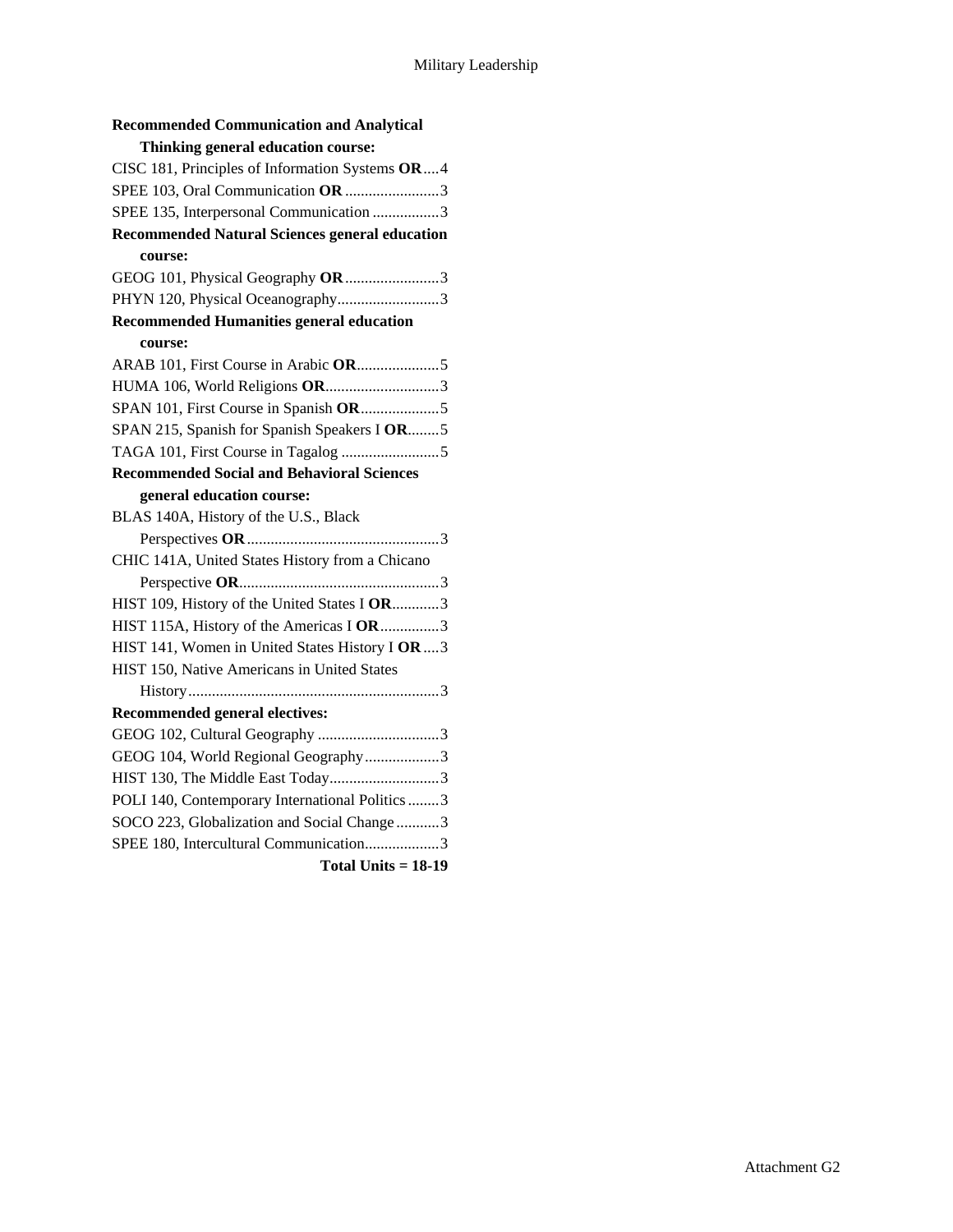**Recommended Communication and Analytical Thinking general education course:**

CISC 181, Principles of Information Systems **OR**....4
SPEE 103, Oral Communication **OR**........................3
SPEE 135, Interpersonal Communication .................3

**Recommended Natural Sciences general education course:**

GEOG 101, Physical Geography **OR**........................3
PHYN 120, Physical Oceanography..........................3

**Recommended Humanities general education course:**

ARAB 101, First Course in Arabic **OR**.....................5
HUMA 106, World Religions **OR**.............................3
SPAN 101, First Course in Spanish **OR**....................5
SPAN 215, Spanish for Spanish Speakers I **OR**........5
TAGA 101, First Course in Tagalog .........................5

**Recommended Social and Behavioral Sciences general education course:**

BLAS 140A, History of the U.S., Black Perspectives **OR**.................................................3
CHIC 141A, United States History from a Chicano Perspective **OR**..................................................3
HIST 109, History of the United States I **OR**............3
HIST 115A, History of the Americas I **OR**...............3
HIST 141, Women in United States History I **OR**....3
HIST 150, Native Americans in United States History................................................................3

**Recommended general electives:**

GEOG 102, Cultural Geography ...............................3
GEOG 104, World Regional Geography...................3
HIST 130, The Middle East Today............................3
POLI 140, Contemporary International Politics........3
SOCO 223, Globalization and Social Change...........3
SPEE 180, Intercultural Communication...................3

**Total Units = 18-19**